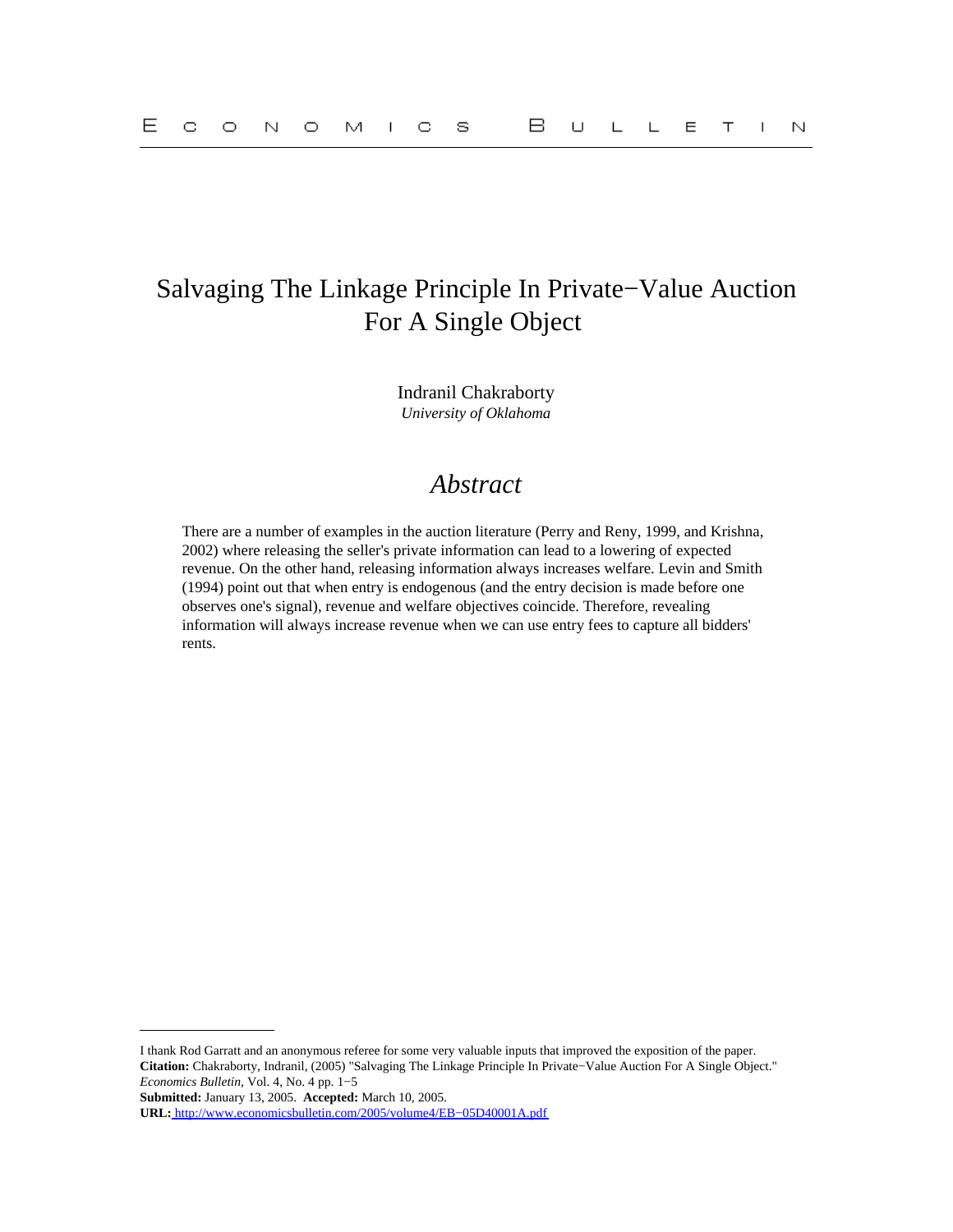# Salvaging The Linkage Principle In Private−Value Auction For A Single Object

Indranil Chakraborty
*University of Oklahoma*

## *Abstract*

There are a number of examples in the auction literature (Perry and Reny, 1999, and Krishna, 2002) where releasing the seller's private information can lead to a lowering of expected revenue. On the other hand, releasing information always increases welfare. Levin and Smith (1994) point out that when entry is endogenous (and the entry decision is made before one observes one's signal), revenue and welfare objectives coincide. Therefore, revealing information will always increase revenue when we can use entry fees to capture all bidders' rents.

---

I thank Rod Garratt and an anonymous referee for some very valuable inputs that improved the exposition of the paper.
**Citation:** Chakraborty, Indranil, (2005) "Salvaging The Linkage Principle In Private−Value Auction For A Single Object." *Economics Bulletin*, Vol. 4, No. 4 pp. 1−5
**Submitted:** January 13, 2005. **Accepted:** March 10, 2005.
**URL:** http://www.economicsbulletin.com/2005/volume4/EB−05D40001A.pdf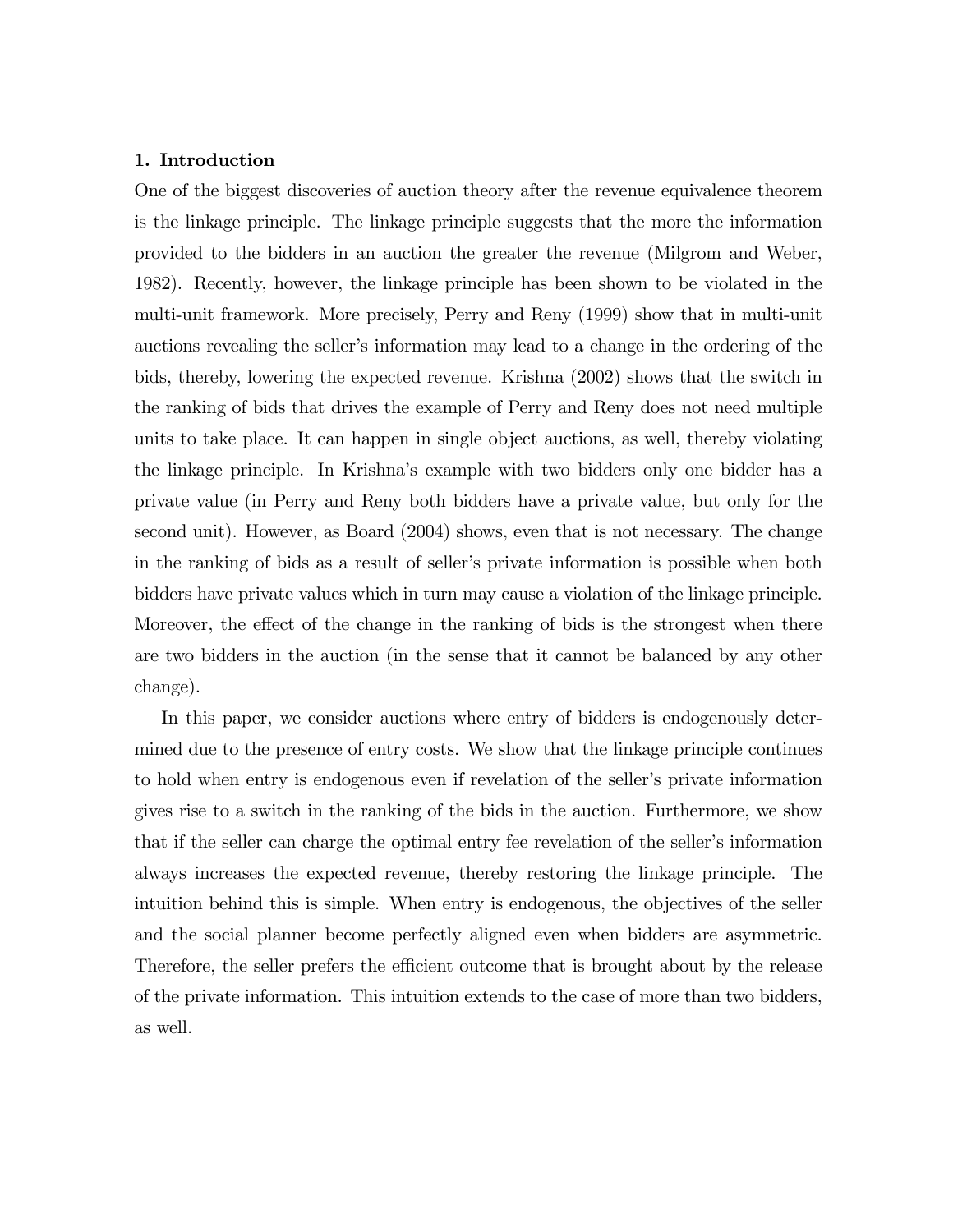### 1. Introduction

One of the biggest discoveries of auction theory after the revenue equivalence theorem is the linkage principle. The linkage principle suggests that the more the information provided to the bidders in an auction the greater the revenue (Milgrom and Weber, 1982). Recently, however, the linkage principle has been shown to be violated in the multi-unit framework. More precisely, Perry and Reny (1999) show that in multi-unit auctions revealing the seller's information may lead to a change in the ordering of the bids, thereby, lowering the expected revenue. Krishna (2002) shows that the switch in the ranking of bids that drives the example of Perry and Reny does not need multiple units to take place. It can happen in single object auctions, as well, thereby violating the linkage principle. In Krishna's example with two bidders only one bidder has a private value (in Perry and Reny both bidders have a private value, but only for the second unit). However, as Board (2004) shows, even that is not necessary. The change in the ranking of bids as a result of seller's private information is possible when both bidders have private values which in turn may cause a violation of the linkage principle. Moreover, the effect of the change in the ranking of bids is the strongest when there are two bidders in the auction (in the sense that it cannot be balanced by any other change).

In this paper, we consider auctions where entry of bidders is endogenously determined due to the presence of entry costs. We show that the linkage principle continues to hold when entry is endogenous even if revelation of the seller's private information gives rise to a switch in the ranking of the bids in the auction. Furthermore, we show that if the seller can charge the optimal entry fee revelation of the seller's information always increases the expected revenue, thereby restoring the linkage principle. The intuition behind this is simple. When entry is endogenous, the objectives of the seller and the social planner become perfectly aligned even when bidders are asymmetric. Therefore, the seller prefers the efficient outcome that is brought about by the release of the private information. This intuition extends to the case of more than two bidders, as well.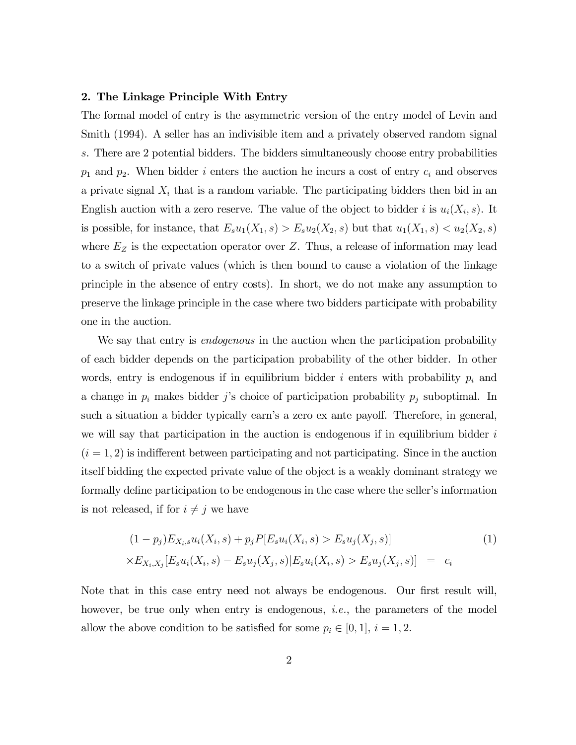**2. The Linkage Principle With Entry**

The formal model of entry is the asymmetric version of the entry model of Levin and Smith (1994). A seller has an indivisible item and a privately observed random signal $s$. There are 2 potential bidders. The bidders simultaneously choose entry probabilities $p_1$ and $p_2$. When bidder $i$ enters the auction he incurs a cost of entry $c_i$ and observes a private signal $X_i$ that is a random variable. The participating bidders then bid in an English auction with a zero reserve. The value of the object to bidder $i$ is $u_i(X_i, s)$. It is possible, for instance, that $E_s u_1(X_1, s) > E_s u_2(X_2, s)$ but that $u_1(X_1, s) < u_2(X_2, s)$ where $E_Z$ is the expectation operator over $Z$. Thus, a release of information may lead to a switch of private values (which is then bound to cause a violation of the linkage principle in the absence of entry costs). In short, we do not make any assumption to preserve the linkage principle in the case where two bidders participate with probability one in the auction.

We say that entry is *endogenous* in the auction when the participation probability of each bidder depends on the participation probability of the other bidder. In other words, entry is endogenous if in equilibrium bidder $i$ enters with probability $p_i$ and a change in $p_i$ makes bidder $j$'s choice of participation probability $p_j$ suboptimal. In such a situation a bidder typically earn's a zero ex ante payoff. Therefore, in general, we will say that participation in the auction is endogenous if in equilibrium bidder $i$ ($i = 1, 2$) is indifferent between participating and not participating. Since in the auction itself bidding the expected private value of the object is a weakly dominant strategy we formally define participation to be endogenous in the case where the seller's information is not released, if for $i \neq j$ we have

$$
\begin{aligned}
&(1 - p_j) E_{X_i, s} u_i(X_i, s) + p_j P[E_s u_i(X_i, s) > E_s u_j(X_j, s)] \\
&\times E_{X_i, X_j}[E_s u_i(X_i, s) - E_s u_j(X_j, s) | E_s u_i(X_i, s) > E_s u_j(X_j, s)] \;=\; c_i
\end{aligned}
\tag{1}
$$

Note that in this case entry need not always be endogenous. Our first result will, however, be true only when entry is endogenous, *i.e.*, the parameters of the model allow the above condition to be satisfied for some $p_i \in [0, 1]$, $i = 1, 2$.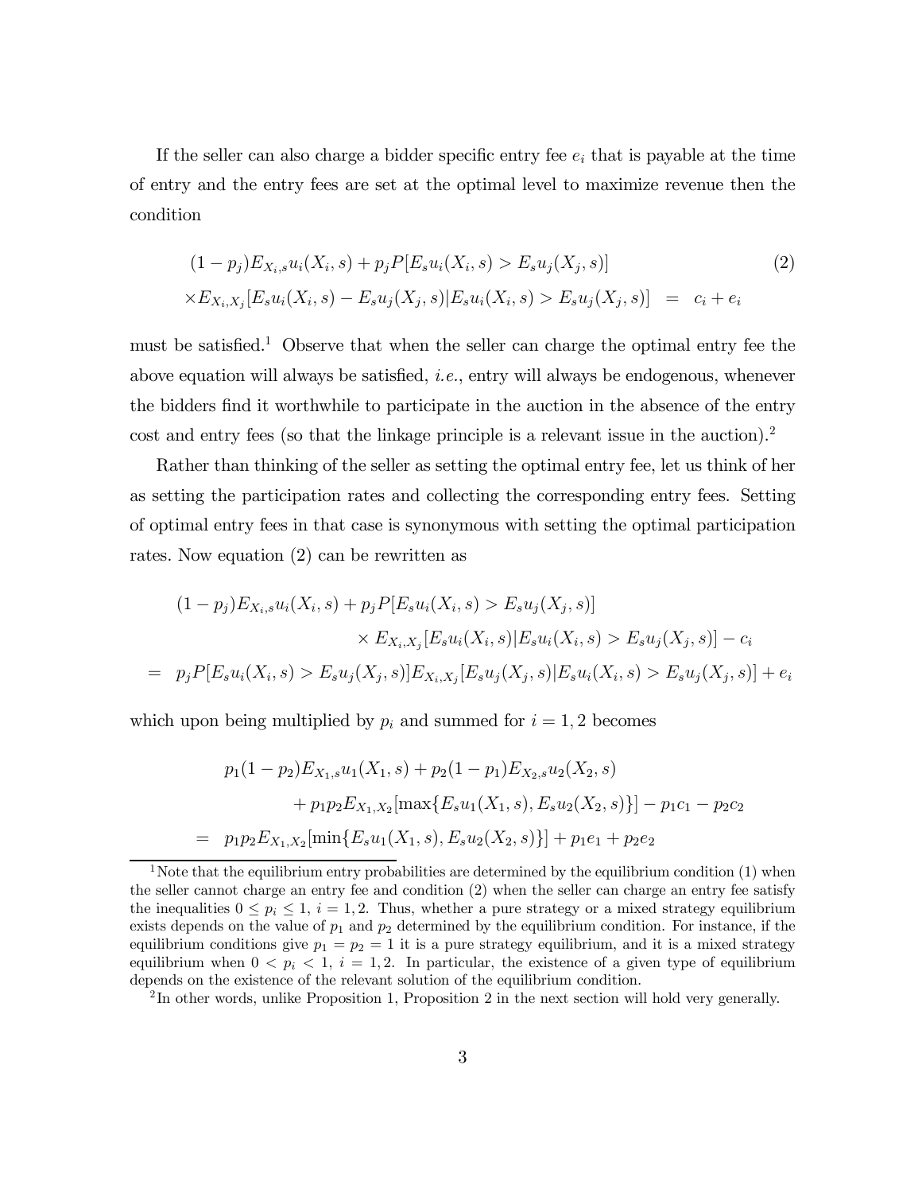If the seller can also charge a bidder specific entry fee $e_i$ that is payable at the time of entry and the entry fees are set at the optimal level to maximize revenue then the condition

$$
\begin{aligned}
(1-p_j)E_{X_i,s}u_i(X_i,s) + p_j P[E_s u_i(X_i,s) > E_s u_j(X_j,s)] & \\
\times E_{X_i,X_j}[E_s u_i(X_i,s) - E_s u_j(X_j,s) | E_s u_i(X_i,s) > E_s u_j(X_j,s)] &= c_i + e_i
\end{aligned} \tag{2}
$$

must be satisfied.[1] Observe that when the seller can charge the optimal entry fee the above equation will always be satisfied, *i.e.*, entry will always be endogenous, whenever the bidders find it worthwhile to participate in the auction in the absence of the entry cost and entry fees (so that the linkage principle is a relevant issue in the auction).[2]

Rather than thinking of the seller as setting the optimal entry fee, let us think of her as setting the participation rates and collecting the corresponding entry fees. Setting of optimal entry fees in that case is synonymous with setting the optimal participation rates. Now equation (2) can be rewritten as

$$
\begin{aligned}
& (1-p_j)E_{X_i,s}u_i(X_i,s) + p_j P[E_s u_i(X_i,s) > E_s u_j(X_j,s)] \\
& \qquad\qquad \times E_{X_i,X_j}[E_s u_i(X_i,s) | E_s u_i(X_i,s) > E_s u_j(X_j,s)] - c_i \\
= \; & p_j P[E_s u_i(X_i,s) > E_s u_j(X_j,s)] E_{X_i,X_j}[E_s u_j(X_j,s) | E_s u_i(X_i,s) > E_s u_j(X_j,s)] + e_i
\end{aligned}
$$

which upon being multiplied by $p_i$ and summed for $i = 1, 2$ becomes

$$
\begin{aligned}
& p_1(1-p_2)E_{X_1,s}u_1(X_1,s) + p_2(1-p_1)E_{X_2,s}u_2(X_2,s) \\
& \qquad + p_1 p_2 E_{X_1,X_2}[\max\{E_s u_1(X_1,s), E_s u_2(X_2,s)\}] - p_1 c_1 - p_2 c_2 \\
= \; & p_1 p_2 E_{X_1,X_2}[\min\{E_s u_1(X_1,s), E_s u_2(X_2,s)\}] + p_1 e_1 + p_2 e_2
\end{aligned}
$$

---

[1] Note that the equilibrium entry probabilities are determined by the equilibrium condition (1) when the seller cannot charge an entry fee and condition (2) when the seller can charge an entry fee satisfy the inequalities $0 \leq p_i \leq 1$, $i = 1, 2$. Thus, whether a pure strategy or a mixed strategy equilibrium exists depends on the value of $p_1$ and $p_2$ determined by the equilibrium condition. For instance, if the equilibrium conditions give $p_1 = p_2 = 1$ it is a pure strategy equilibrium, and it is a mixed strategy equilibrium when $0 < p_i < 1$, $i = 1, 2$. In particular, the existence of a given type of equilibrium depends on the existence of the relevant solution of the equilibrium condition.

[2] In other words, unlike Proposition 1, Proposition 2 in the next section will hold very generally.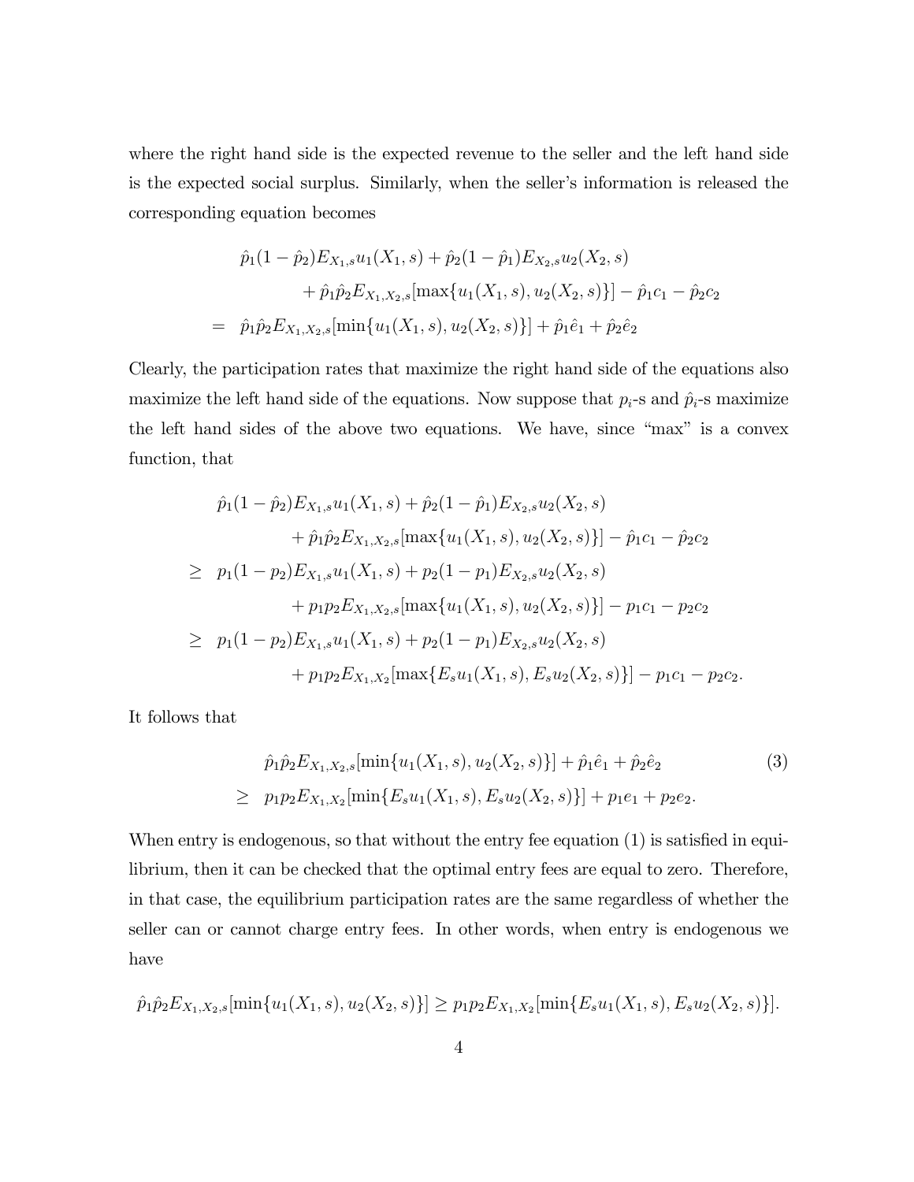where the right hand side is the expected revenue to the seller and the left hand side is the expected social surplus. Similarly, when the seller's information is released the corresponding equation becomes

$$
\begin{aligned}
& \hat{p}_1(1-\hat{p}_2)E_{X_1,s}u_1(X_1,s) + \hat{p}_2(1-\hat{p}_1)E_{X_2,s}u_2(X_2,s) \\
& \quad + \hat{p}_1\hat{p}_2 E_{X_1,X_2,s}[\max\{u_1(X_1,s), u_2(X_2,s)\}] - \hat{p}_1 c_1 - \hat{p}_2 c_2 \\
= \; & \hat{p}_1\hat{p}_2 E_{X_1,X_2,s}[\min\{u_1(X_1,s), u_2(X_2,s)\}] + \hat{p}_1\hat{e}_1 + \hat{p}_2\hat{e}_2
\end{aligned}
$$

Clearly, the participation rates that maximize the right hand side of the equations also maximize the left hand side of the equations. Now suppose that $p_i$-s and $\hat{p}_i$-s maximize the left hand sides of the above two equations. We have, since "max" is a convex function, that

$$
\begin{aligned}
& \hat{p}_1(1-\hat{p}_2)E_{X_1,s}u_1(X_1,s) + \hat{p}_2(1-\hat{p}_1)E_{X_2,s}u_2(X_2,s) \\
& \quad + \hat{p}_1\hat{p}_2 E_{X_1,X_2,s}[\max\{u_1(X_1,s), u_2(X_2,s)\}] - \hat{p}_1 c_1 - \hat{p}_2 c_2 \\
\geq \; & p_1(1-p_2)E_{X_1,s}u_1(X_1,s) + p_2(1-p_1)E_{X_2,s}u_2(X_2,s) \\
& \quad + p_1 p_2 E_{X_1,X_2,s}[\max\{u_1(X_1,s), u_2(X_2,s)\}] - p_1 c_1 - p_2 c_2 \\
\geq \; & p_1(1-p_2)E_{X_1,s}u_1(X_1,s) + p_2(1-p_1)E_{X_2,s}u_2(X_2,s) \\
& \quad + p_1 p_2 E_{X_1,X_2}[\max\{E_s u_1(X_1,s), E_s u_2(X_2,s)\}] - p_1 c_1 - p_2 c_2.
\end{aligned}
$$

It follows that

$$
\begin{aligned}
& \hat{p}_1\hat{p}_2 E_{X_1,X_2,s}[\min\{u_1(X_1,s), u_2(X_2,s)\}] + \hat{p}_1\hat{e}_1 + \hat{p}_2\hat{e}_2 \\
\geq \; & p_1 p_2 E_{X_1,X_2}[\min\{E_s u_1(X_1,s), E_s u_2(X_2,s)\}] + p_1 e_1 + p_2 e_2.
\end{aligned} \tag{3}
$$

When entry is endogenous, so that without the entry fee equation (1) is satisfied in equilibrium, then it can be checked that the optimal entry fees are equal to zero. Therefore, in that case, the equilibrium participation rates are the same regardless of whether the seller can or cannot charge entry fees. In other words, when entry is endogenous we have

$$
\hat{p}_1\hat{p}_2 E_{X_1,X_2,s}[\min\{u_1(X_1,s), u_2(X_2,s)\}] \geq p_1 p_2 E_{X_1,X_2}[\min\{E_s u_1(X_1,s), E_s u_2(X_2,s)\}].
$$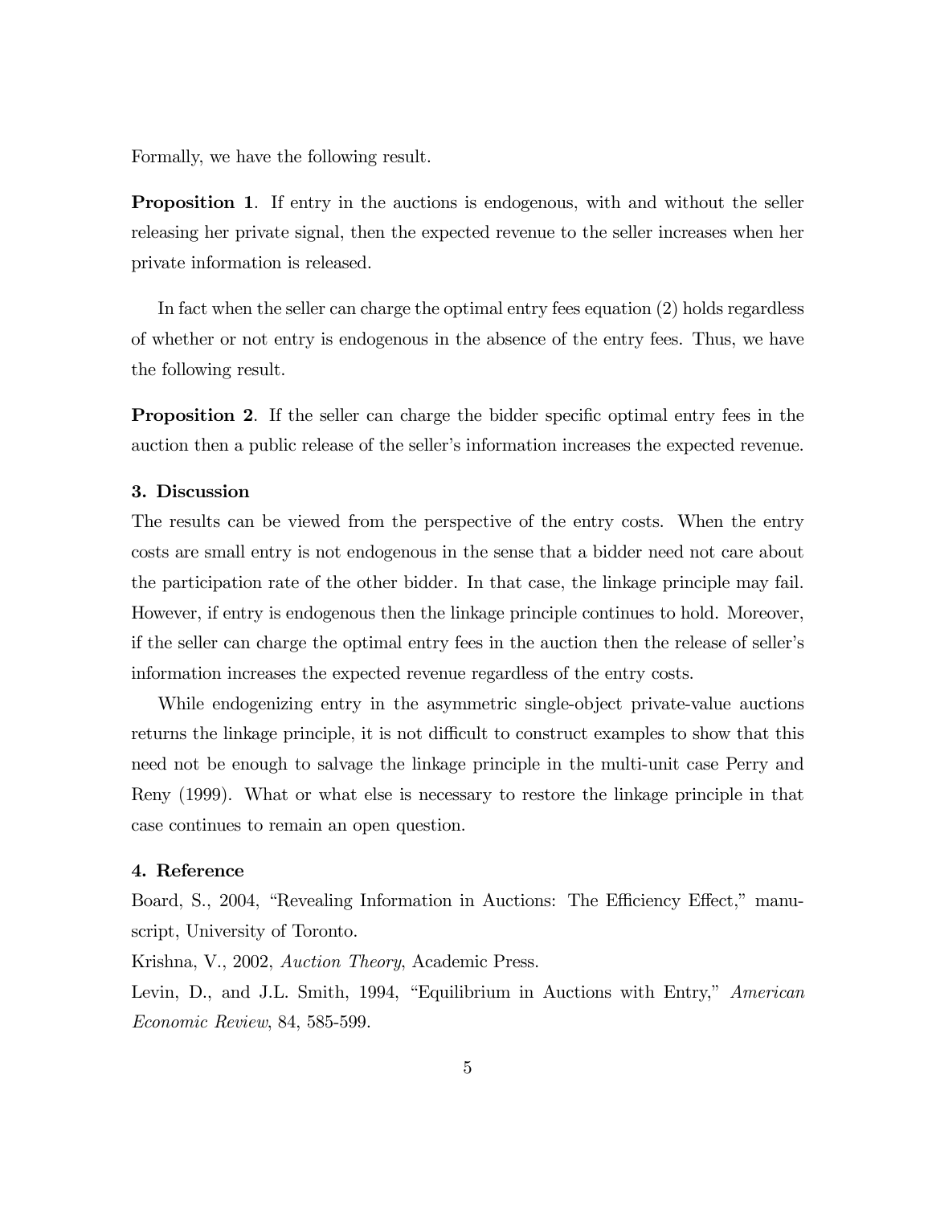Formally, we have the following result.

**Proposition 1**. If entry in the auctions is endogenous, with and without the seller releasing her private signal, then the expected revenue to the seller increases when her private information is released.

In fact when the seller can charge the optimal entry fees equation (2) holds regardless of whether or not entry is endogenous in the absence of the entry fees. Thus, we have the following result.

**Proposition 2**. If the seller can charge the bidder specific optimal entry fees in the auction then a public release of the seller's information increases the expected revenue.

### 3. Discussion

The results can be viewed from the perspective of the entry costs. When the entry costs are small entry is not endogenous in the sense that a bidder need not care about the participation rate of the other bidder. In that case, the linkage principle may fail. However, if entry is endogenous then the linkage principle continues to hold. Moreover, if the seller can charge the optimal entry fees in the auction then the release of seller's information increases the expected revenue regardless of the entry costs.

While endogenizing entry in the asymmetric single-object private-value auctions returns the linkage principle, it is not difficult to construct examples to show that this need not be enough to salvage the linkage principle in the multi-unit case Perry and Reny (1999). What or what else is necessary to restore the linkage principle in that case continues to remain an open question.

### 4. Reference

Board, S., 2004, "Revealing Information in Auctions: The Efficiency Effect," manuscript, University of Toronto.

Krishna, V., 2002, *Auction Theory*, Academic Press.

Levin, D., and J.L. Smith, 1994, "Equilibrium in Auctions with Entry," *American Economic Review*, 84, 585-599.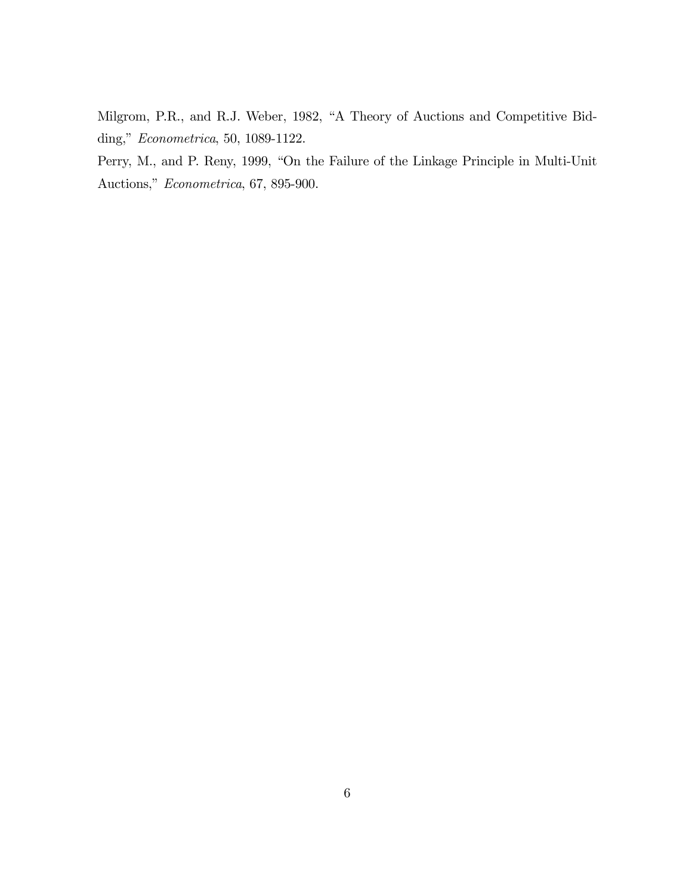Milgrom, P.R., and R.J. Weber, 1982, "A Theory of Auctions and Competitive Bidding," *Econometrica*, 50, 1089-1122.

Perry, M., and P. Reny, 1999, "On the Failure of the Linkage Principle in Multi-Unit Auctions," *Econometrica*, 67, 895-900.